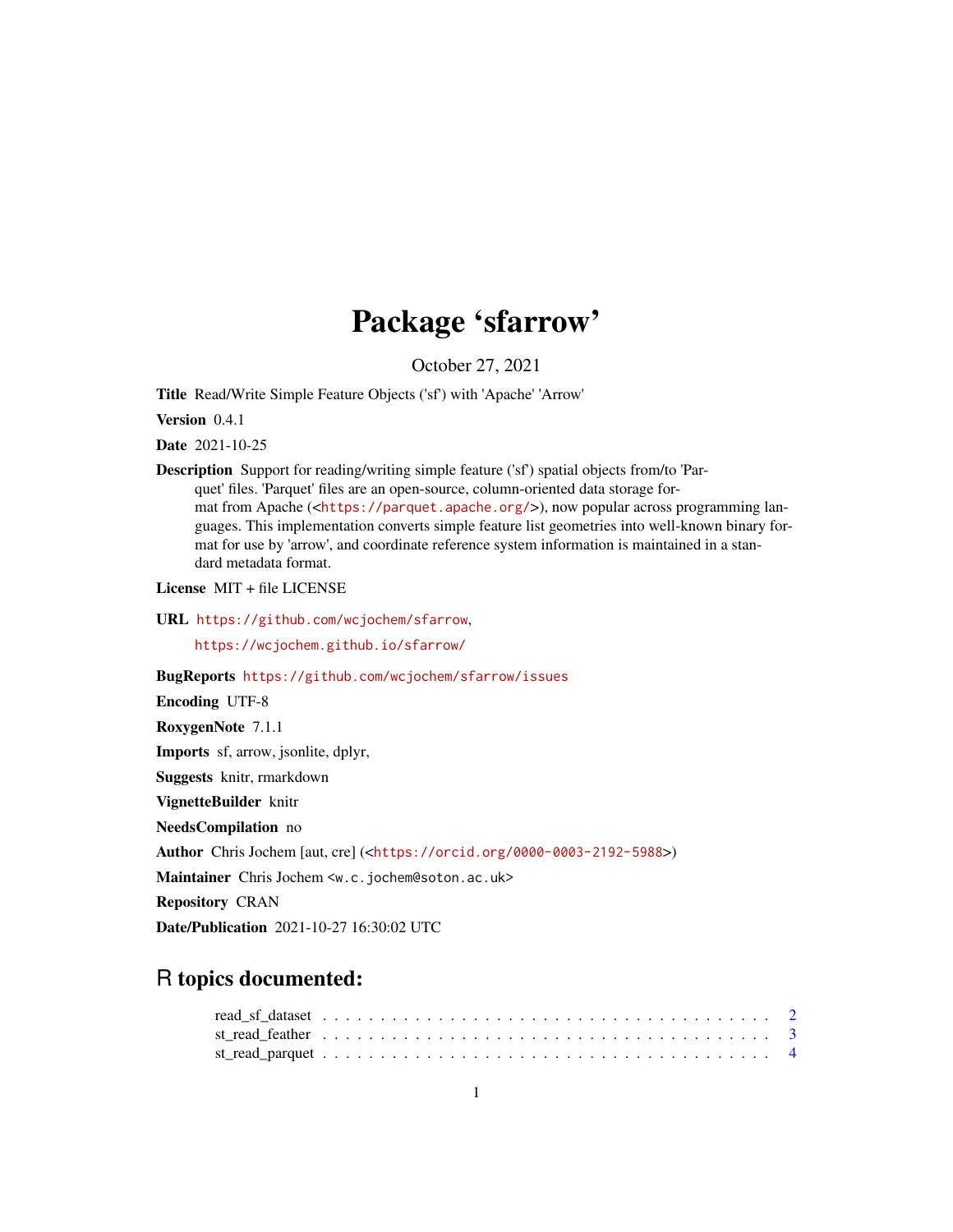# Package 'sfarrow'

October 27, 2021

**Title** Read/Write Simple Feature Objects ('sf') with 'Apache' 'Arrow'

**Version** 0.4.1

**Date** 2021-10-25

**Description** Support for reading/writing simple feature ('sf') spatial objects from/to 'Parquet' files. 'Parquet' files are an open-source, column-oriented data storage format from Apache (<https://parquet.apache.org/>), now popular across programming languages. This implementation converts simple feature list geometries into well-known binary format for use by 'arrow', and coordinate reference system information is maintained in a standard metadata format.

**License** MIT + file LICENSE

**URL** https://github.com/wcjochem/sfarrow,
https://wcjochem.github.io/sfarrow/

**BugReports** https://github.com/wcjochem/sfarrow/issues

**Encoding** UTF-8

**RoxygenNote** 7.1.1

**Imports** sf, arrow, jsonlite, dplyr,

**Suggests** knitr, rmarkdown

**VignetteBuilder** knitr

**NeedsCompilation** no

**Author** Chris Jochem [aut, cre] (<https://orcid.org/0000-0003-2192-5988>)

**Maintainer** Chris Jochem <w.c.jochem@soton.ac.uk>

**Repository** CRAN

**Date/Publication** 2021-10-27 16:30:02 UTC

## R topics documented:

read_sf_dataset . . . . . . . . . . . . . . . . . . . . . . . . . . . . . . . . . . . . 2
st_read_feather . . . . . . . . . . . . . . . . . . . . . . . . . . . . . . . . . . . . 3
st_read_parquet . . . . . . . . . . . . . . . . . . . . . . . . . . . . . . . . . . . . 4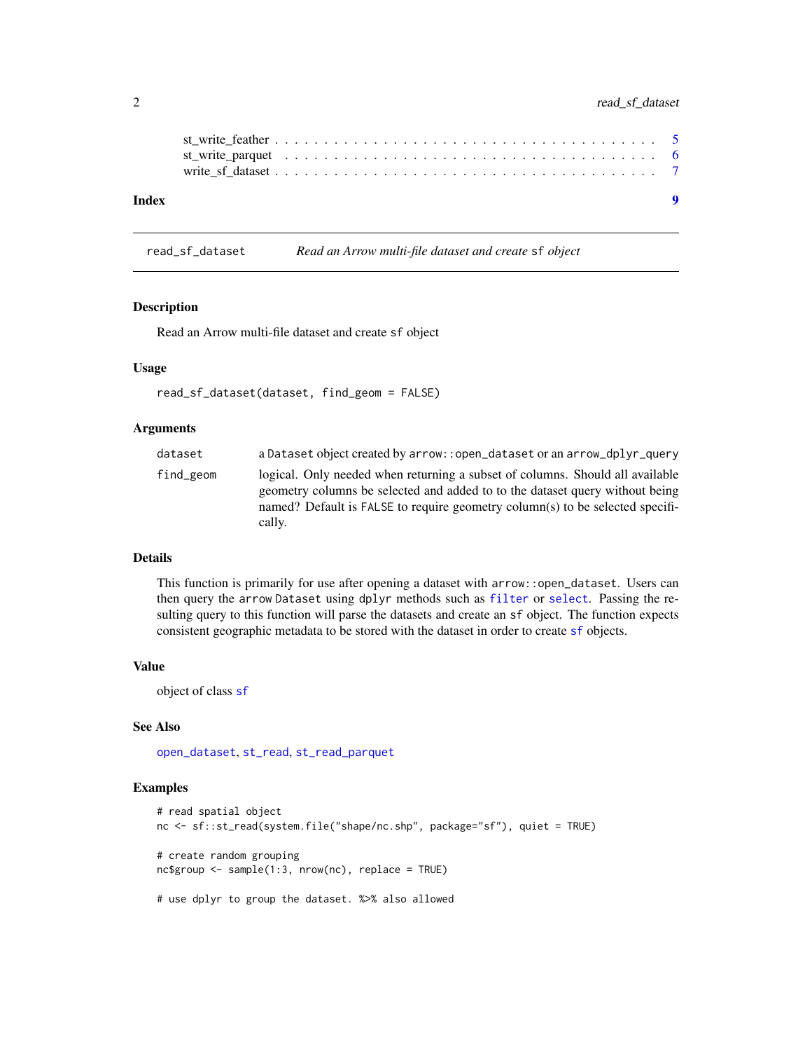st_write_feather . . . . . . . . . . . . . . . . . . . . . . . . . . . . . . . . . . . . 5
st_write_parquet . . . . . . . . . . . . . . . . . . . . . . . . . . . . . . . . . . . . 6
write_sf_dataset . . . . . . . . . . . . . . . . . . . . . . . . . . . . . . . . . . . . 7

**Index** **9**

---

## read_sf_dataset — *Read an Arrow multi-file dataset and create* `sf` *object*

---

### Description

Read an Arrow multi-file dataset and create `sf` object

### Usage

```
read_sf_dataset(dataset, find_geom = FALSE)
```

### Arguments

| | |
|---|---|
| `dataset` | a `Dataset` object created by `arrow::open_dataset` or an `arrow_dplyr_query` |
| `find_geom` | logical. Only needed when returning a subset of columns. Should all available geometry columns be selected and added to to the dataset query without being named? Default is `FALSE` to require geometry column(s) to be selected specifically. |

### Details

This function is primarily for use after opening a dataset with `arrow::open_dataset`. Users can then query the `arrow Dataset` using `dplyr` methods such as `filter` or `select`. Passing the resulting query to this function will parse the datasets and create an `sf` object. The function expects consistent geographic metadata to be stored with the dataset in order to create `sf` objects.

### Value

object of class `sf`

### See Also

`open_dataset`, `st_read`, `st_read_parquet`

### Examples

```
# read spatial object
nc <- sf::st_read(system.file("shape/nc.shp", package="sf"), quiet = TRUE)

# create random grouping
nc$group <- sample(1:3, nrow(nc), replace = TRUE)

# use dplyr to group the dataset. %>% also allowed
```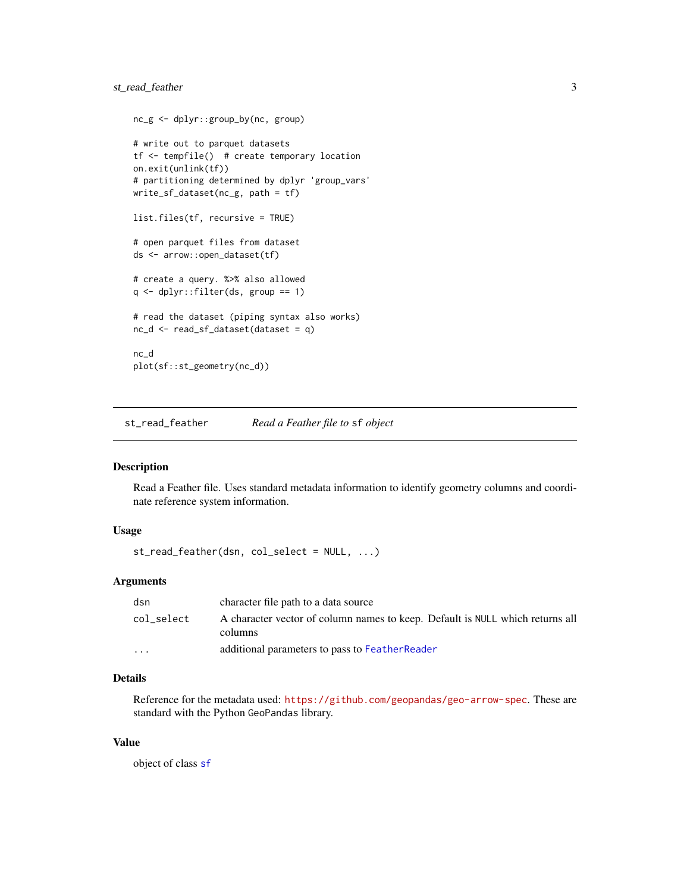```
nc_g <- dplyr::group_by(nc, group)

# write out to parquet datasets
tf <- tempfile()  # create temporary location
on.exit(unlink(tf))
# partitioning determined by dplyr 'group_vars'
write_sf_dataset(nc_g, path = tf)

list.files(tf, recursive = TRUE)

# open parquet files from dataset
ds <- arrow::open_dataset(tf)

# create a query. %>% also allowed
q <- dplyr::filter(ds, group == 1)

# read the dataset (piping syntax also works)
nc_d <- read_sf_dataset(dataset = q)

nc_d
plot(sf::st_geometry(nc_d))
```

---

## st_read_feather — *Read a Feather file to `sf` object*

---

### Description

Read a Feather file. Uses standard metadata information to identify geometry columns and coordinate reference system information.

### Usage

```
st_read_feather(dsn, col_select = NULL, ...)
```

### Arguments

| | |
|---|---|
| `dsn` | character file path to a data source |
| `col_select` | A character vector of column names to keep. Default is `NULL` which returns all columns |
| `...` | additional parameters to pass to `FeatherReader` |

### Details

Reference for the metadata used: `https://github.com/geopandas/geo-arrow-spec`. These are standard with the Python `GeoPandas` library.

### Value

object of class `sf`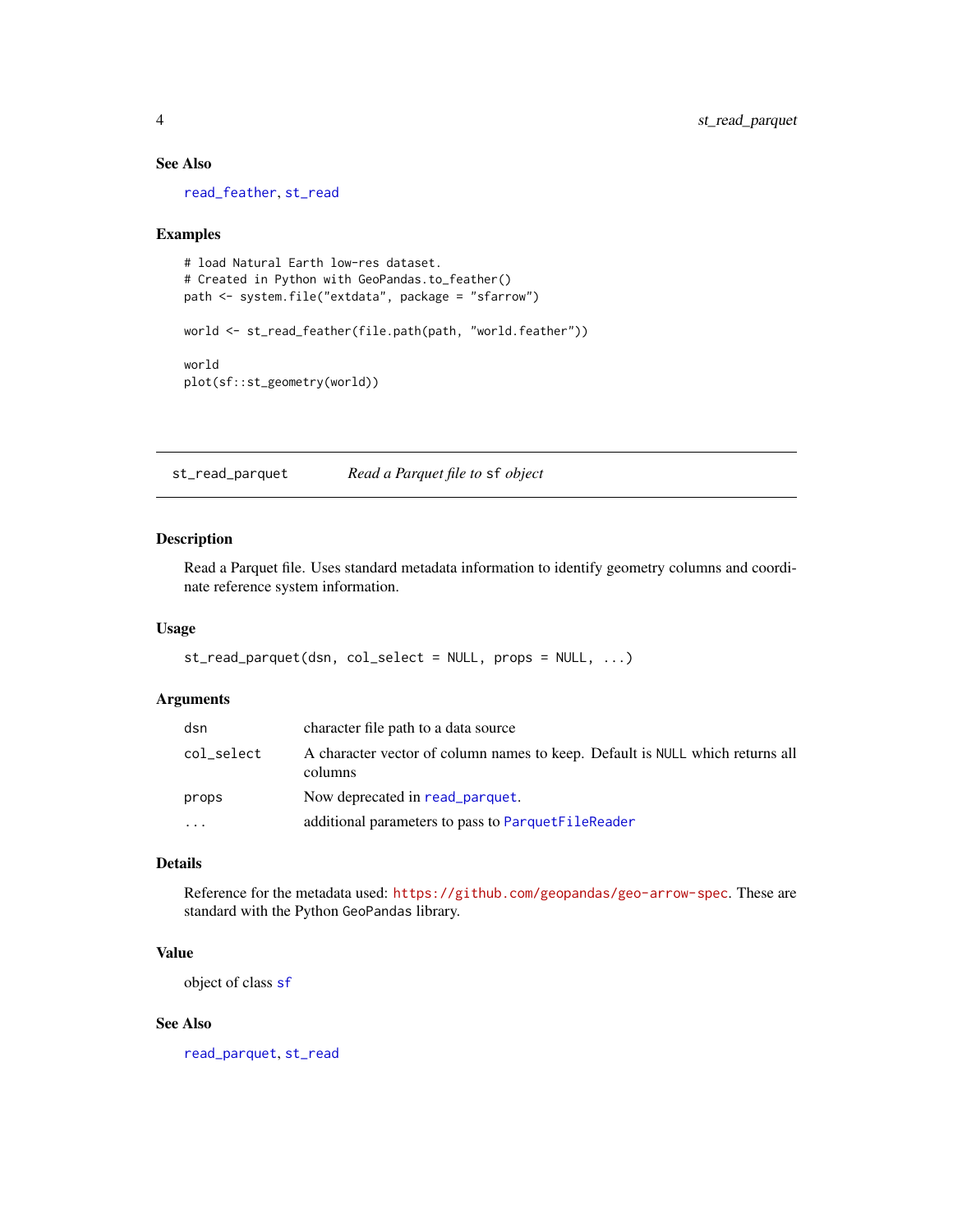### See Also

read_feather, st_read

### Examples

```
# load Natural Earth low-res dataset.
# Created in Python with GeoPandas.to_feather()
path <- system.file("extdata", package = "sfarrow")

world <- st_read_feather(file.path(path, "world.feather"))

world
plot(sf::st_geometry(world))
```

---

## st_read_parquet — *Read a Parquet file to* sf *object*

### Description

Read a Parquet file. Uses standard metadata information to identify geometry columns and coordinate reference system information.

### Usage

```
st_read_parquet(dsn, col_select = NULL, props = NULL, ...)
```

### Arguments

| | |
|---|---|
| dsn | character file path to a data source |
| col_select | A character vector of column names to keep. Default is NULL which returns all columns |
| props | Now deprecated in read_parquet. |
| ... | additional parameters to pass to ParquetFileReader |

### Details

Reference for the metadata used: https://github.com/geopandas/geo-arrow-spec. These are standard with the Python GeoPandas library.

### Value

object of class sf

### See Also

read_parquet, st_read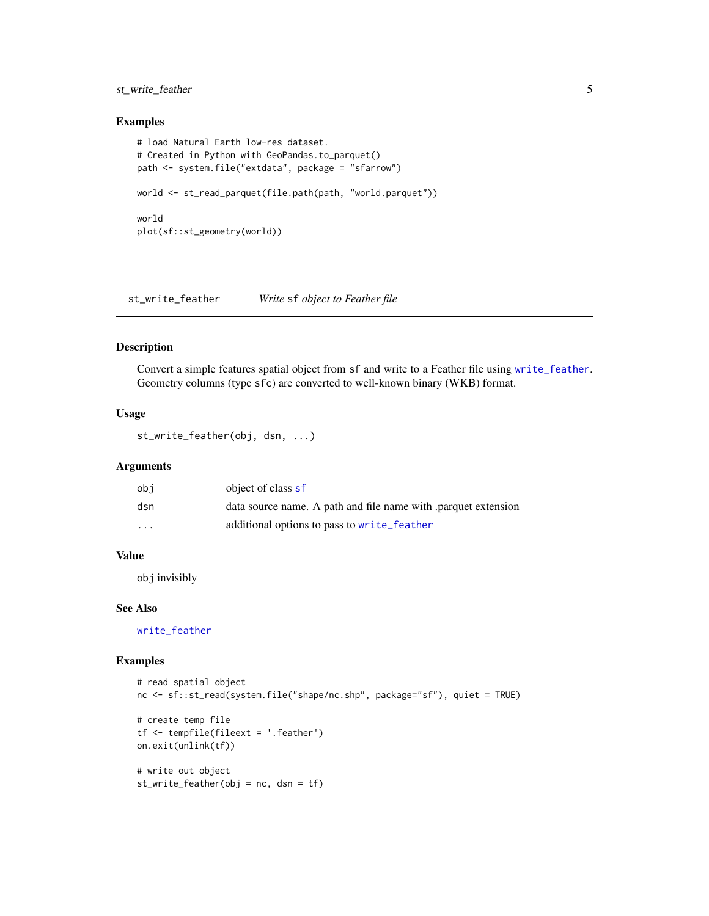### Examples

```
# load Natural Earth low-res dataset.
# Created in Python with GeoPandas.to_parquet()
path <- system.file("extdata", package = "sfarrow")

world <- st_read_parquet(file.path(path, "world.parquet"))

world
plot(sf::st_geometry(world))
```

---

## st_write_feather &nbsp;&nbsp;&nbsp; *Write sf object to Feather file*

---

### Description

Convert a simple features spatial object from `sf` and write to a Feather file using `write_feather`. Geometry columns (type `sfc`) are converted to well-known binary (WKB) format.

### Usage

```
st_write_feather(obj, dsn, ...)
```

### Arguments

| | |
|---|---|
| `obj` | object of class `sf` |
| `dsn` | data source name. A path and file name with .parquet extension |
| `...` | additional options to pass to `write_feather` |

### Value

`obj` invisibly

### See Also

`write_feather`

### Examples

```
# read spatial object
nc <- sf::st_read(system.file("shape/nc.shp", package="sf"), quiet = TRUE)

# create temp file
tf <- tempfile(fileext = '.feather')
on.exit(unlink(tf))

# write out object
st_write_feather(obj = nc, dsn = tf)
```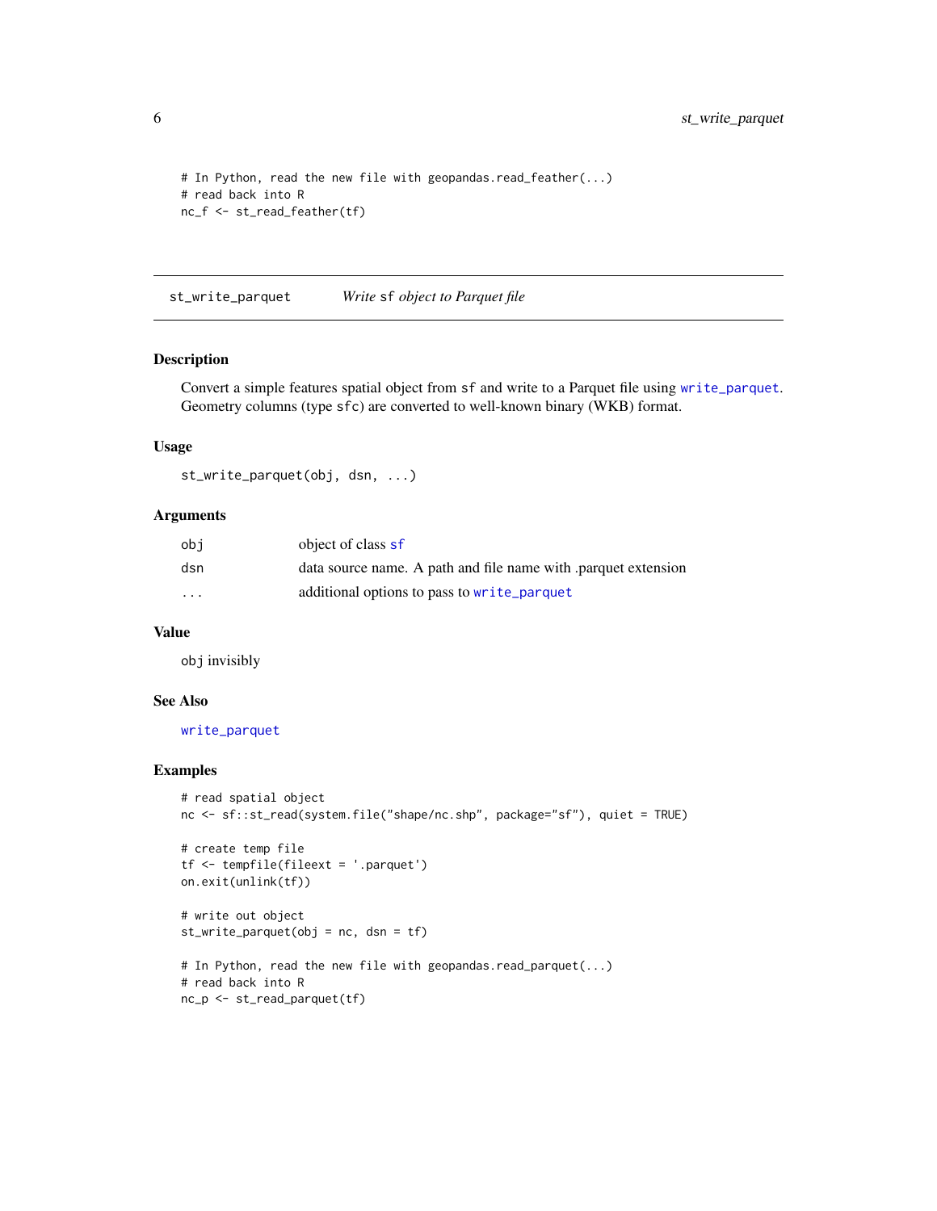```
# In Python, read the new file with geopandas.read_feather(...)
# read back into R
nc_f <- st_read_feather(tf)
```

## st_write_parquet    *Write sf object to Parquet file*

### Description

Convert a simple features spatial object from sf and write to a Parquet file using write_parquet. Geometry columns (type sfc) are converted to well-known binary (WKB) format.

### Usage

```
st_write_parquet(obj, dsn, ...)
```

### Arguments

| | |
|---|---|
| obj | object of class sf |
| dsn | data source name. A path and file name with .parquet extension |
| ... | additional options to pass to write_parquet |

### Value

obj invisibly

### See Also

write_parquet

### Examples

```
# read spatial object
nc <- sf::st_read(system.file("shape/nc.shp", package="sf"), quiet = TRUE)

# create temp file
tf <- tempfile(fileext = '.parquet')
on.exit(unlink(tf))

# write out object
st_write_parquet(obj = nc, dsn = tf)

# In Python, read the new file with geopandas.read_parquet(...)
# read back into R
nc_p <- st_read_parquet(tf)
```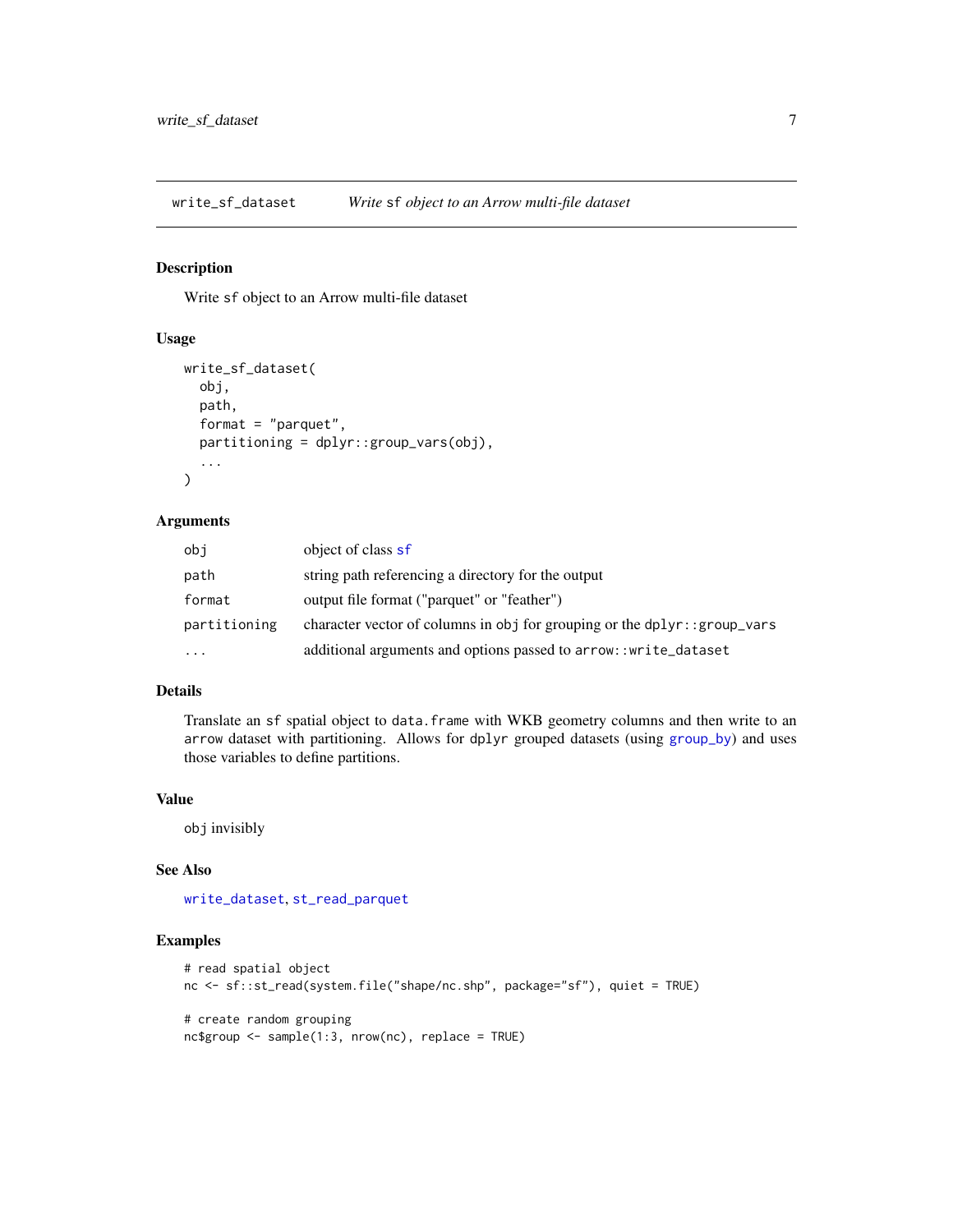## write_sf_dataset — *Write sf object to an Arrow multi-file dataset*

### Description

Write sf object to an Arrow multi-file dataset

### Usage

```
write_sf_dataset(
  obj,
  path,
  format = "parquet",
  partitioning = dplyr::group_vars(obj),
  ...
)
```

### Arguments

| | |
|---|---|
| obj | object of class sf |
| path | string path referencing a directory for the output |
| format | output file format ("parquet" or "feather") |
| partitioning | character vector of columns in obj for grouping or the dplyr::group_vars |
| ... | additional arguments and options passed to arrow::write_dataset |

### Details

Translate an sf spatial object to data.frame with WKB geometry columns and then write to an arrow dataset with partitioning. Allows for dplyr grouped datasets (using group_by) and uses those variables to define partitions.

### Value

obj invisibly

### See Also

write_dataset, st_read_parquet

### Examples

```
# read spatial object
nc <- sf::st_read(system.file("shape/nc.shp", package="sf"), quiet = TRUE)

# create random grouping
nc$group <- sample(1:3, nrow(nc), replace = TRUE)
```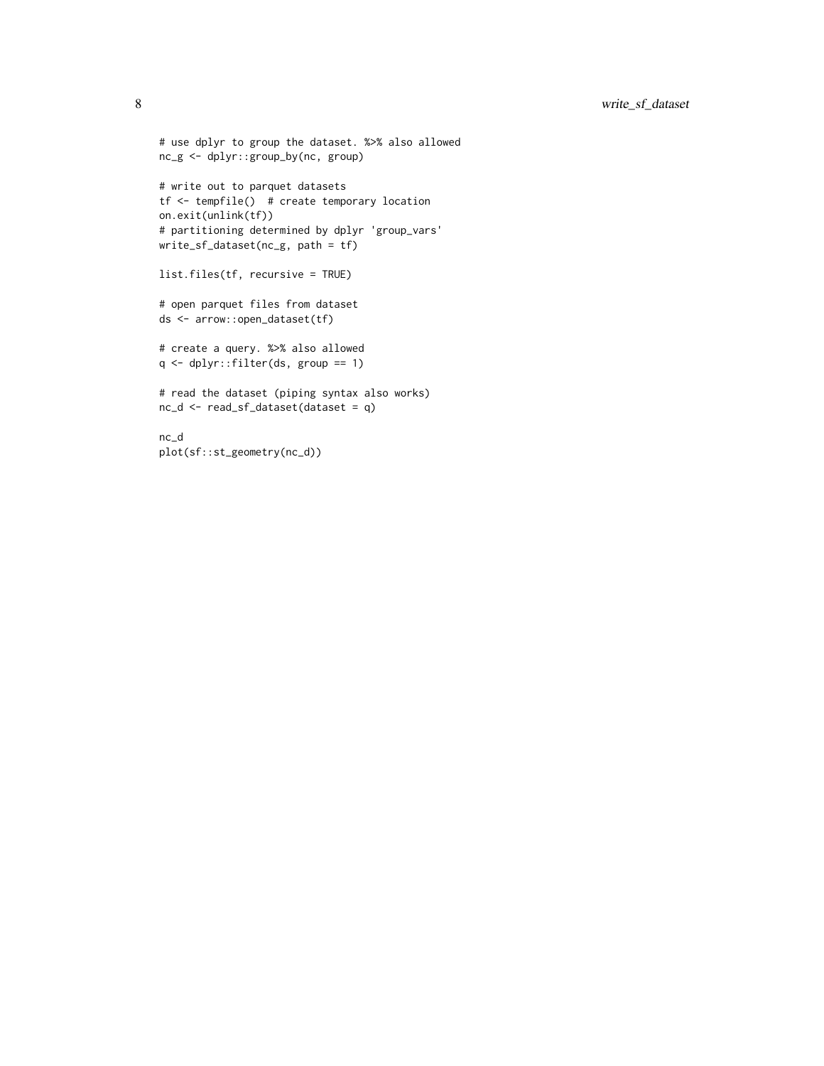```
# use dplyr to group the dataset. %>% also allowed
nc_g <- dplyr::group_by(nc, group)

# write out to parquet datasets
tf <- tempfile()  # create temporary location
on.exit(unlink(tf))
# partitioning determined by dplyr 'group_vars'
write_sf_dataset(nc_g, path = tf)

list.files(tf, recursive = TRUE)

# open parquet files from dataset
ds <- arrow::open_dataset(tf)

# create a query. %>% also allowed
q <- dplyr::filter(ds, group == 1)

# read the dataset (piping syntax also works)
nc_d <- read_sf_dataset(dataset = q)

nc_d
plot(sf::st_geometry(nc_d))
```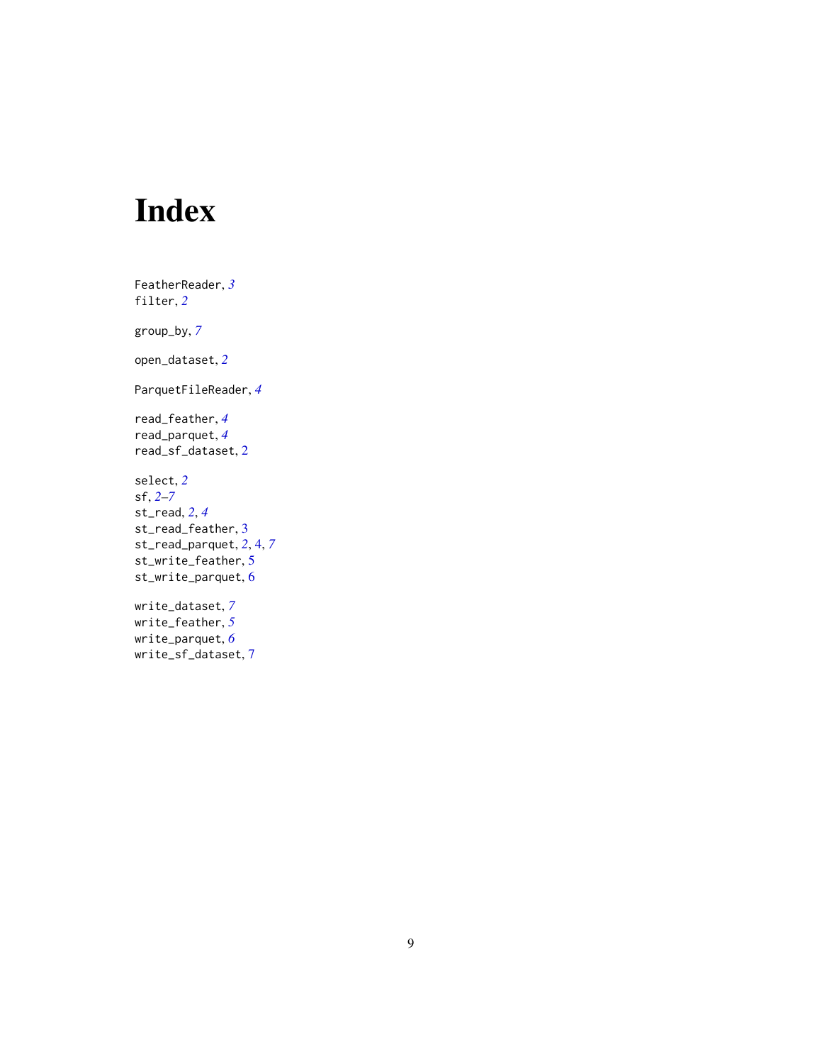# Index

FeatherReader, *3*
filter, *2*

group_by, *7*

open_dataset, *2*

ParquetFileReader, *4*

read_feather, *4*
read_parquet, *4*
read_sf_dataset, 2

select, *2*
sf, *2–7*
st_read, *2*, *4*
st_read_feather, 3
st_read_parquet, *2*, 4, *7*
st_write_feather, 5
st_write_parquet, 6

write_dataset, *7*
write_feather, *5*
write_parquet, *6*
write_sf_dataset, 7